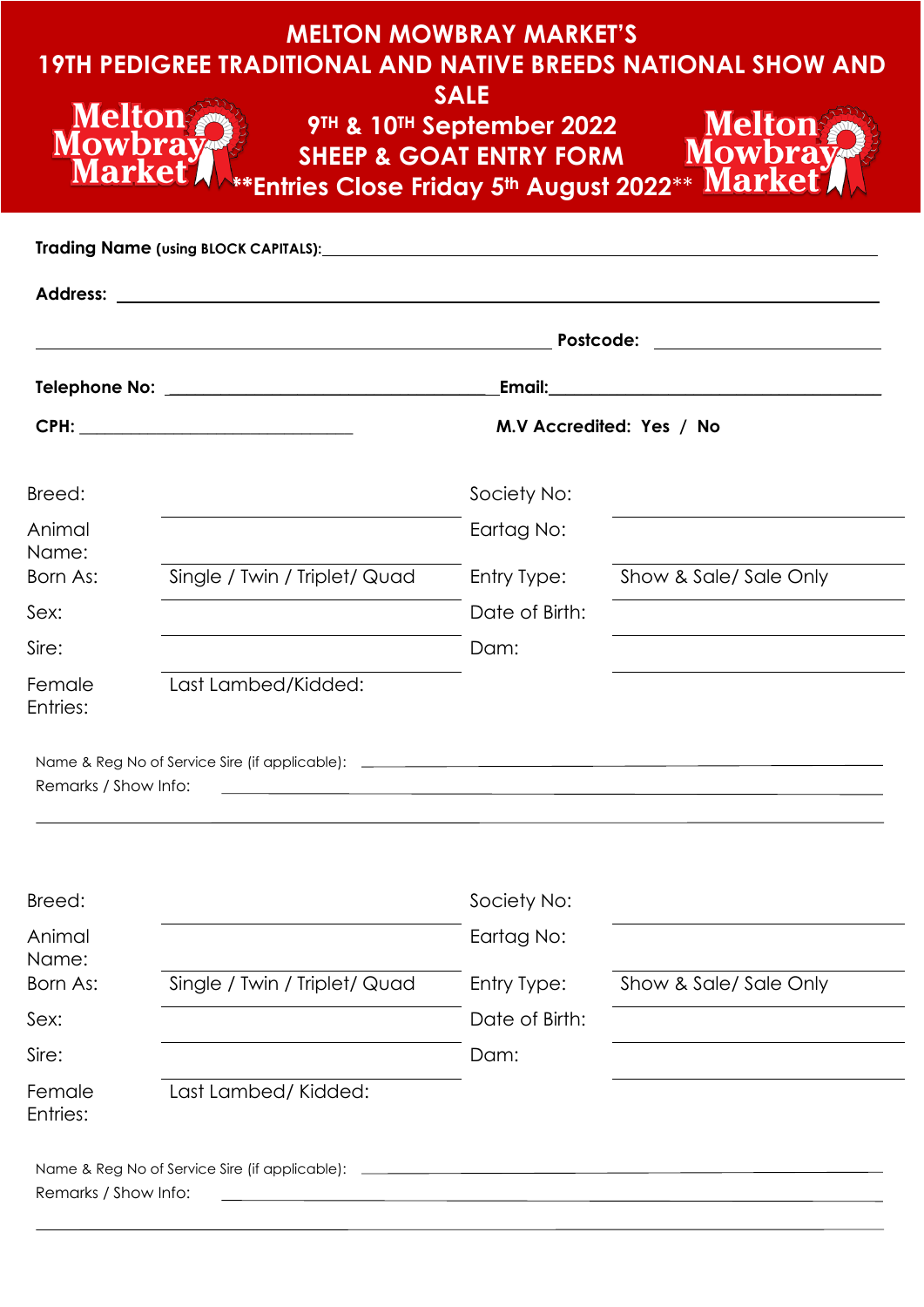# MELTON MOWBRAY MARKET'S 19TH PEDIGREE TRADITIONAL AND NATIVE BREEDS NATIONAL SHOW AND SALE

**Melton Mowbray Market**

**9TH & 10TH September 2022**

**SHEEP & GOAT ENTRY FORM**

****Entries Close Friday 5th August 2022****

**Melton Mowbray Market**

**Trading Name** (using BLOCK CAPITALS): ____________________

**Address:** ____________________

____________________ **Postcode:** ____________________

**Telephone No:** ____________________ **Email:** ____________________

**CPH:** ____________________ **M.V Accredited: Yes / No**

| | | | |
|---|---|---|---|
| Breed: | | Society No: | |
| Animal Name: | | Eartag No: | |
| Born As: | Single / Twin / Triplet/ Quad | Entry Type: | Show & Sale/ Sale Only |
| Sex: | | Date of Birth: | |
| Sire: | | Dam: | |
| Female Entries: | Last Lambed/Kidded: | | |

Name & Reg No of Service Sire (if applicable): ____________________

Remarks / Show Info: ____________________

____________________

| | | | |
|---|---|---|---|
| Breed: | | Society No: | |
| Animal Name: | | Eartag No: | |
| Born As: | Single / Twin / Triplet/ Quad | Entry Type: | Show & Sale/ Sale Only |
| Sex: | | Date of Birth: | |
| Sire: | | Dam: | |
| Female Entries: | Last Lambed/ Kidded: | | |

Name & Reg No of Service Sire (if applicable): ____________________

Remarks / Show Info: ____________________

____________________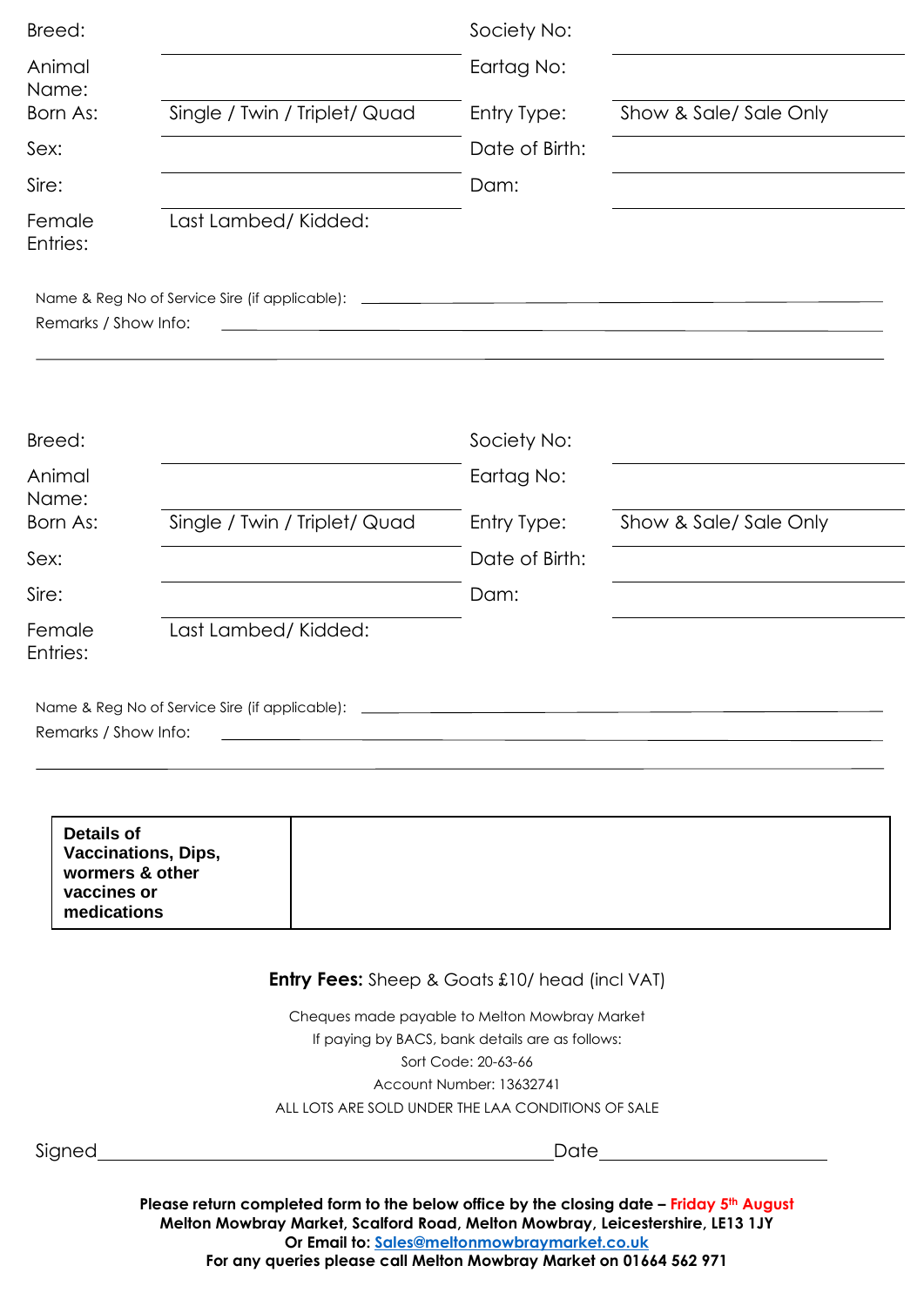| | | | |
|---|---|---|---|
| Breed: | | Society No: | |
| Animal Name: | | Eartag No: | |
| Born As: | Single / Twin / Triplet/ Quad | Entry Type: | Show & Sale/ Sale Only |
| Sex: | | Date of Birth: | |
| Sire: | | Dam: | |
| Female Entries: | Last Lambed/ Kidded: | | |

Name & Reg No of Service Sire (if applicable): ______________________________

Remarks / Show Info: ______________________________

______________________________

| | | | |
|---|---|---|---|
| Breed: | | Society No: | |
| Animal Name: | | Eartag No: | |
| Born As: | Single / Twin / Triplet/ Quad | Entry Type: | Show & Sale/ Sale Only |
| Sex: | | Date of Birth: | |
| Sire: | | Dam: | |
| Female Entries: | Last Lambed/ Kidded: | | |

Name & Reg No of Service Sire (if applicable): ______________________________

Remarks / Show Info: ______________________________

______________________________

| | |
|---|---|
| **Details of Vaccinations, Dips, wormers & other vaccines or medications** | |

**Entry Fees:** Sheep & Goats £10/ head (incl VAT)

Cheques made payable to Melton Mowbray Market

If paying by BACS, bank details are as follows:

Sort Code: 20-63-66

Account Number: 13632741

ALL LOTS ARE SOLD UNDER THE LAA CONDITIONS OF SALE

Signed______________________________ Date______________

**Please return completed form to the below office by the closing date – Friday 5th August**

**Melton Mowbray Market, Scalford Road, Melton Mowbray, Leicestershire, LE13 1JY**

**Or Email to: Sales@meltonmowbraymarket.co.uk**

**For any queries please call Melton Mowbray Market on 01664 562 971**